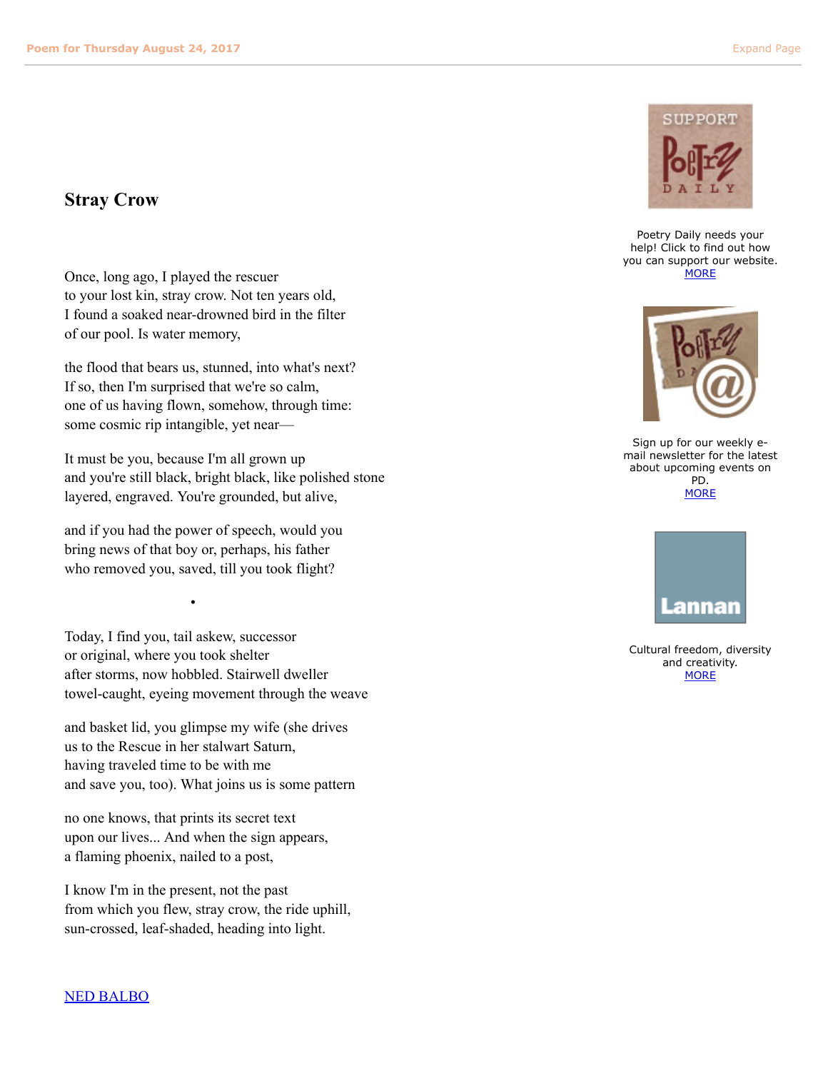# Stray Crow

Once, long ago, I played the rescuer
to your lost kin, stray crow. Not ten years old,
I found a soaked near-drowned bird in the filter
of our pool. Is water memory,

the flood that bears us, stunned, into what's next?
If so, then I'm surprised that we're so calm,
one of us having flown, somehow, through time:
some cosmic rip intangible, yet near—

It must be you, because I'm all grown up
and you're still black, bright black, like polished stone
layered, engraved. You're grounded, but alive,

and if you had the power of speech, would you
bring news of that boy or, perhaps, his father
who removed you, saved, till you took flight?

•

Today, I find you, tail askew, successor
or original, where you took shelter
after storms, now hobbled. Stairwell dweller
towel-caught, eyeing movement through the weave

and basket lid, you glimpse my wife (she drives
us to the Rescue in her stalwart Saturn,
having traveled time to be with me
and save you, too). What joins us is some pattern

no one knows, that prints its secret text
upon our lives... And when the sign appears,
a flaming phoenix, nailed to a post,

I know I'm in the present, not the past
from which you flew, stray crow, the ride uphill,
sun-crossed, leaf-shaded, heading into light.

NED BALBO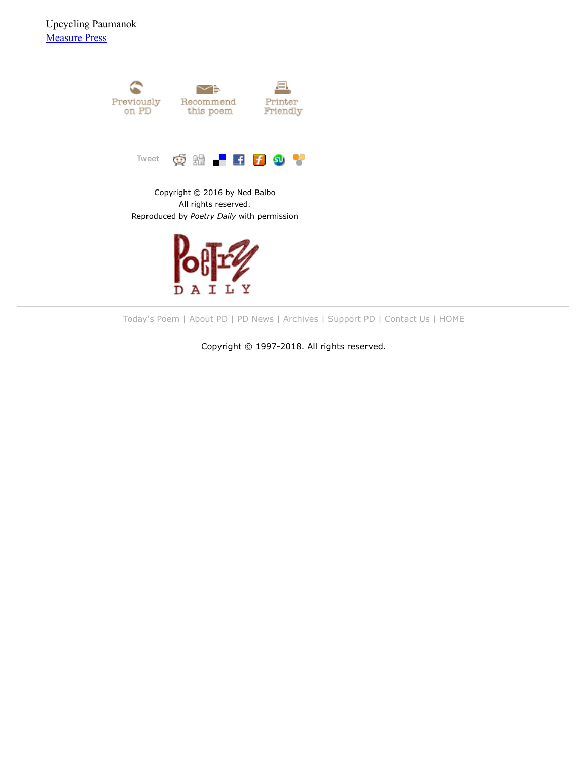Upcycling Paumanok
[Measure Press]

Previously on PD    Recommend this poem    Printer Friendly

Tweet

Copyright © 2016 by Ned Balbo
All rights reserved.
Reproduced by *Poetry Daily* with permission

---

Today's Poem | About PD | PD News | Archives | Support PD | Contact Us | HOME

Copyright © 1997-2018. All rights reserved.